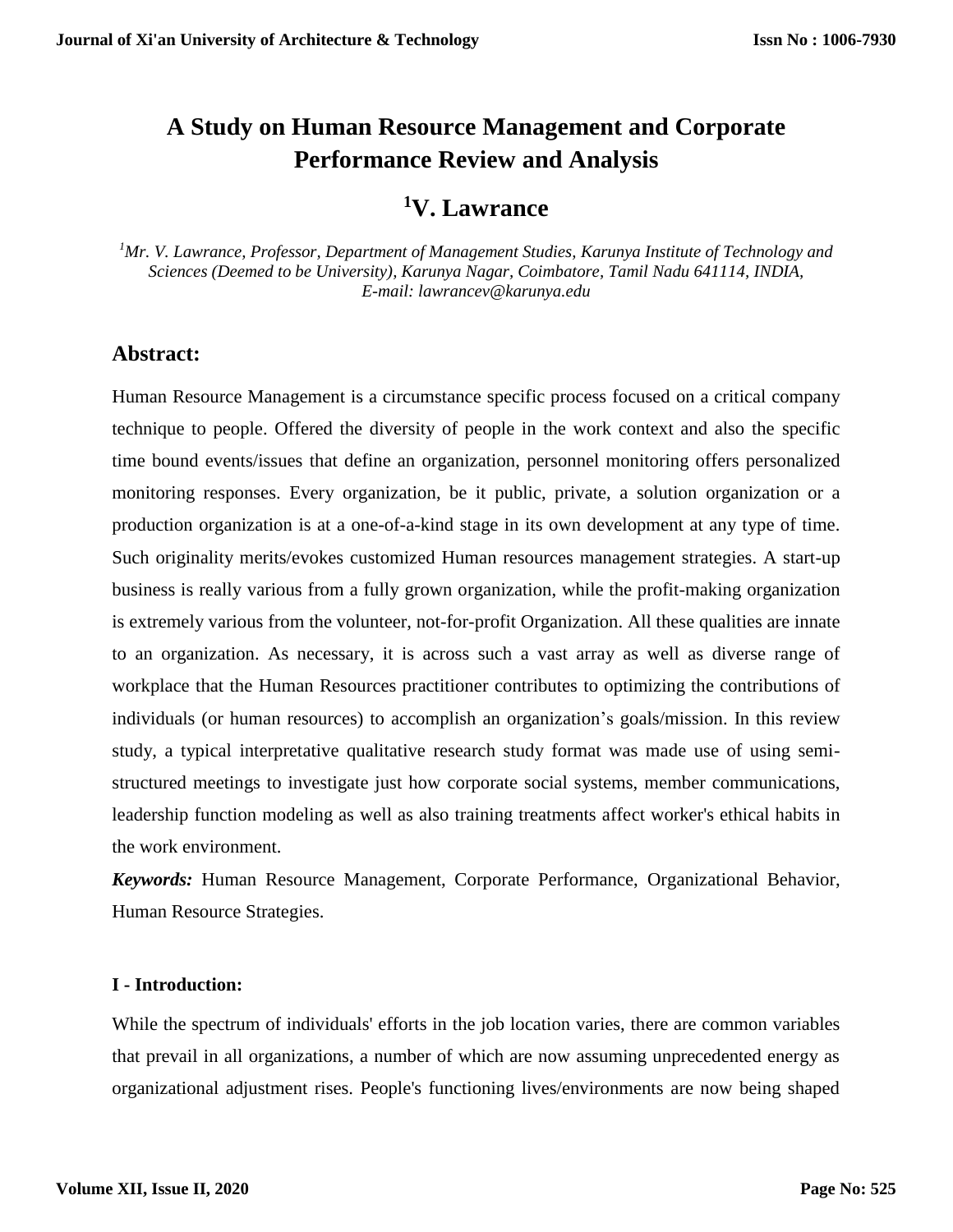# A Study on Human Resource Management and Corporate Performance Review and Analysis

## [1]V. Lawrance

*[1]Mr. V. Lawrance, Professor, Department of Management Studies, Karunya Institute of Technology and Sciences (Deemed to be University), Karunya Nagar, Coimbatore, Tamil Nadu 641114, INDIA,*
*E-mail: lawrancev@karunya.edu*

## Abstract:

Human Resource Management is a circumstance specific process focused on a critical company technique to people. Offered the diversity of people in the work context and also the specific time bound events/issues that define an organization, personnel monitoring offers personalized monitoring responses. Every organization, be it public, private, a solution organization or a production organization is at a one-of-a-kind stage in its own development at any type of time. Such originality merits/evokes customized Human resources management strategies. A start-up business is really various from a fully grown organization, while the profit-making organization is extremely various from the volunteer, not-for-profit Organization. All these qualities are innate to an organization. As necessary, it is across such a vast array as well as diverse range of workplace that the Human Resources practitioner contributes to optimizing the contributions of individuals (or human resources) to accomplish an organization's goals/mission. In this review study, a typical interpretative qualitative research study format was made use of using semi-structured meetings to investigate just how corporate social systems, member communications, leadership function modeling as well as also training treatments affect worker's ethical habits in the work environment.

***Keywords:*** Human Resource Management, Corporate Performance, Organizational Behavior, Human Resource Strategies.

### I - Introduction:

While the spectrum of individuals' efforts in the job location varies, there are common variables that prevail in all organizations, a number of which are now assuming unprecedented energy as organizational adjustment rises. People's functioning lives/environments are now being shaped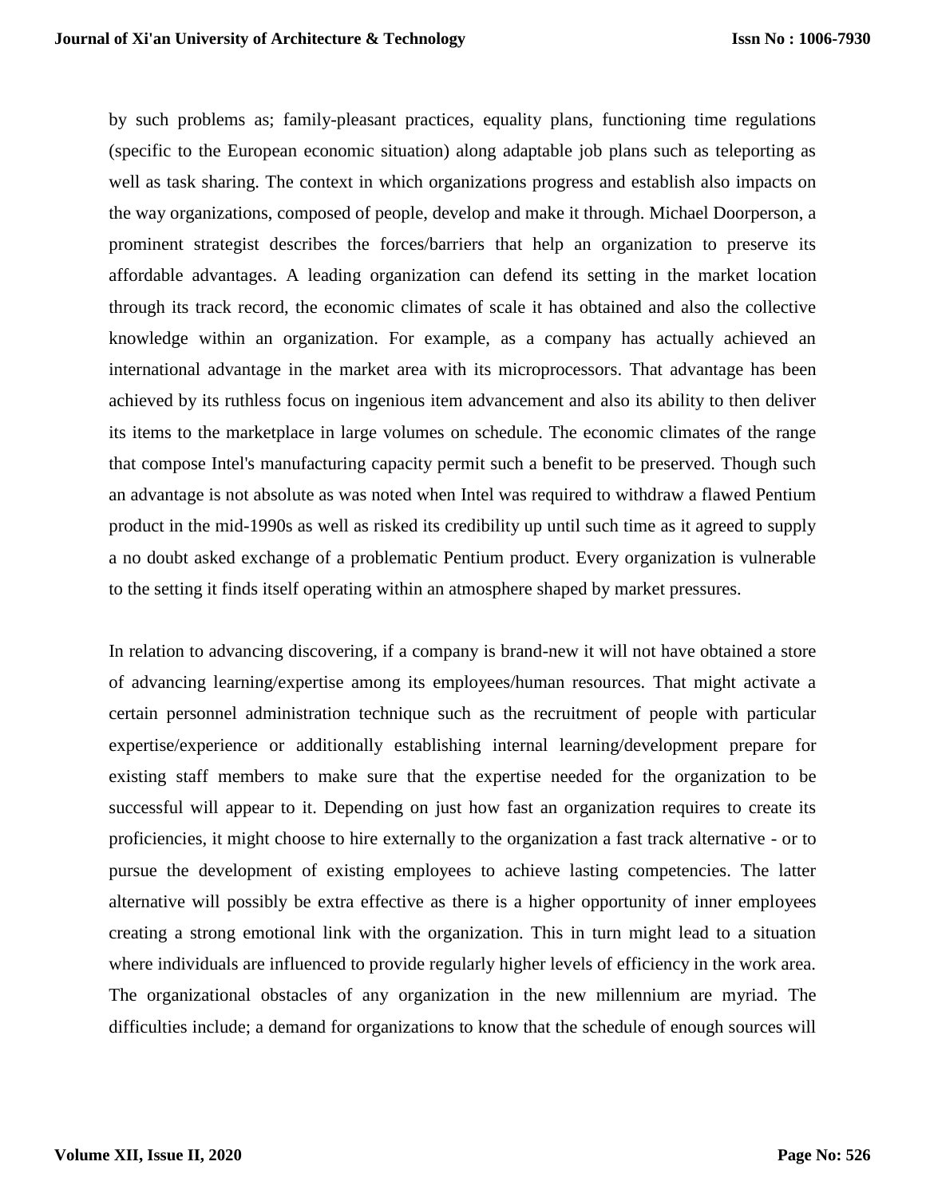by such problems as; family-pleasant practices, equality plans, functioning time regulations (specific to the European economic situation) along adaptable job plans such as teleporting as well as task sharing. The context in which organizations progress and establish also impacts on the way organizations, composed of people, develop and make it through. Michael Doorperson, a prominent strategist describes the forces/barriers that help an organization to preserve its affordable advantages. A leading organization can defend its setting in the market location through its track record, the economic climates of scale it has obtained and also the collective knowledge within an organization. For example, as a company has actually achieved an international advantage in the market area with its microprocessors. That advantage has been achieved by its ruthless focus on ingenious item advancement and also its ability to then deliver its items to the marketplace in large volumes on schedule. The economic climates of the range that compose Intel's manufacturing capacity permit such a benefit to be preserved. Though such an advantage is not absolute as was noted when Intel was required to withdraw a flawed Pentium product in the mid-1990s as well as risked its credibility up until such time as it agreed to supply a no doubt asked exchange of a problematic Pentium product. Every organization is vulnerable to the setting it finds itself operating within an atmosphere shaped by market pressures.

In relation to advancing discovering, if a company is brand-new it will not have obtained a store of advancing learning/expertise among its employees/human resources. That might activate a certain personnel administration technique such as the recruitment of people with particular expertise/experience or additionally establishing internal learning/development prepare for existing staff members to make sure that the expertise needed for the organization to be successful will appear to it. Depending on just how fast an organization requires to create its proficiencies, it might choose to hire externally to the organization a fast track alternative - or to pursue the development of existing employees to achieve lasting competencies. The latter alternative will possibly be extra effective as there is a higher opportunity of inner employees creating a strong emotional link with the organization. This in turn might lead to a situation where individuals are influenced to provide regularly higher levels of efficiency in the work area. The organizational obstacles of any organization in the new millennium are myriad. The difficulties include; a demand for organizations to know that the schedule of enough sources will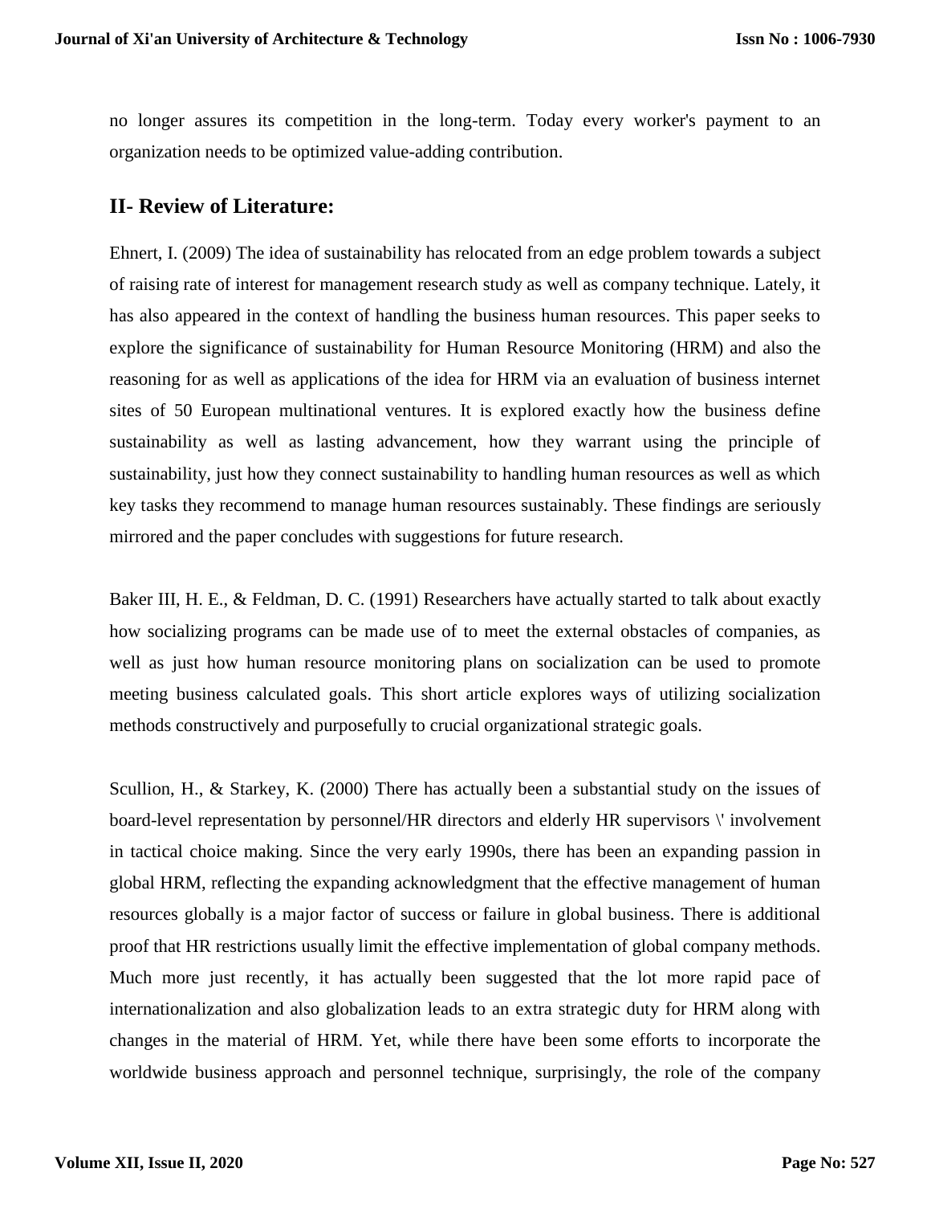no longer assures its competition in the long-term. Today every worker's payment to an organization needs to be optimized value-adding contribution.

## II- Review of Literature:

Ehnert, I. (2009) The idea of sustainability has relocated from an edge problem towards a subject of raising rate of interest for management research study as well as company technique. Lately, it has also appeared in the context of handling the business human resources. This paper seeks to explore the significance of sustainability for Human Resource Monitoring (HRM) and also the reasoning for as well as applications of the idea for HRM via an evaluation of business internet sites of 50 European multinational ventures. It is explored exactly how the business define sustainability as well as lasting advancement, how they warrant using the principle of sustainability, just how they connect sustainability to handling human resources as well as which key tasks they recommend to manage human resources sustainably. These findings are seriously mirrored and the paper concludes with suggestions for future research.

Baker III, H. E., & Feldman, D. C. (1991) Researchers have actually started to talk about exactly how socializing programs can be made use of to meet the external obstacles of companies, as well as just how human resource monitoring plans on socialization can be used to promote meeting business calculated goals. This short article explores ways of utilizing socialization methods constructively and purposefully to crucial organizational strategic goals.

Scullion, H., & Starkey, K. (2000) There has actually been a substantial study on the issues of board-level representation by personnel/HR directors and elderly HR supervisors \' involvement in tactical choice making. Since the very early 1990s, there has been an expanding passion in global HRM, reflecting the expanding acknowledgment that the effective management of human resources globally is a major factor of success or failure in global business. There is additional proof that HR restrictions usually limit the effective implementation of global company methods. Much more just recently, it has actually been suggested that the lot more rapid pace of internationalization and also globalization leads to an extra strategic duty for HRM along with changes in the material of HRM. Yet, while there have been some efforts to incorporate the worldwide business approach and personnel technique, surprisingly, the role of the company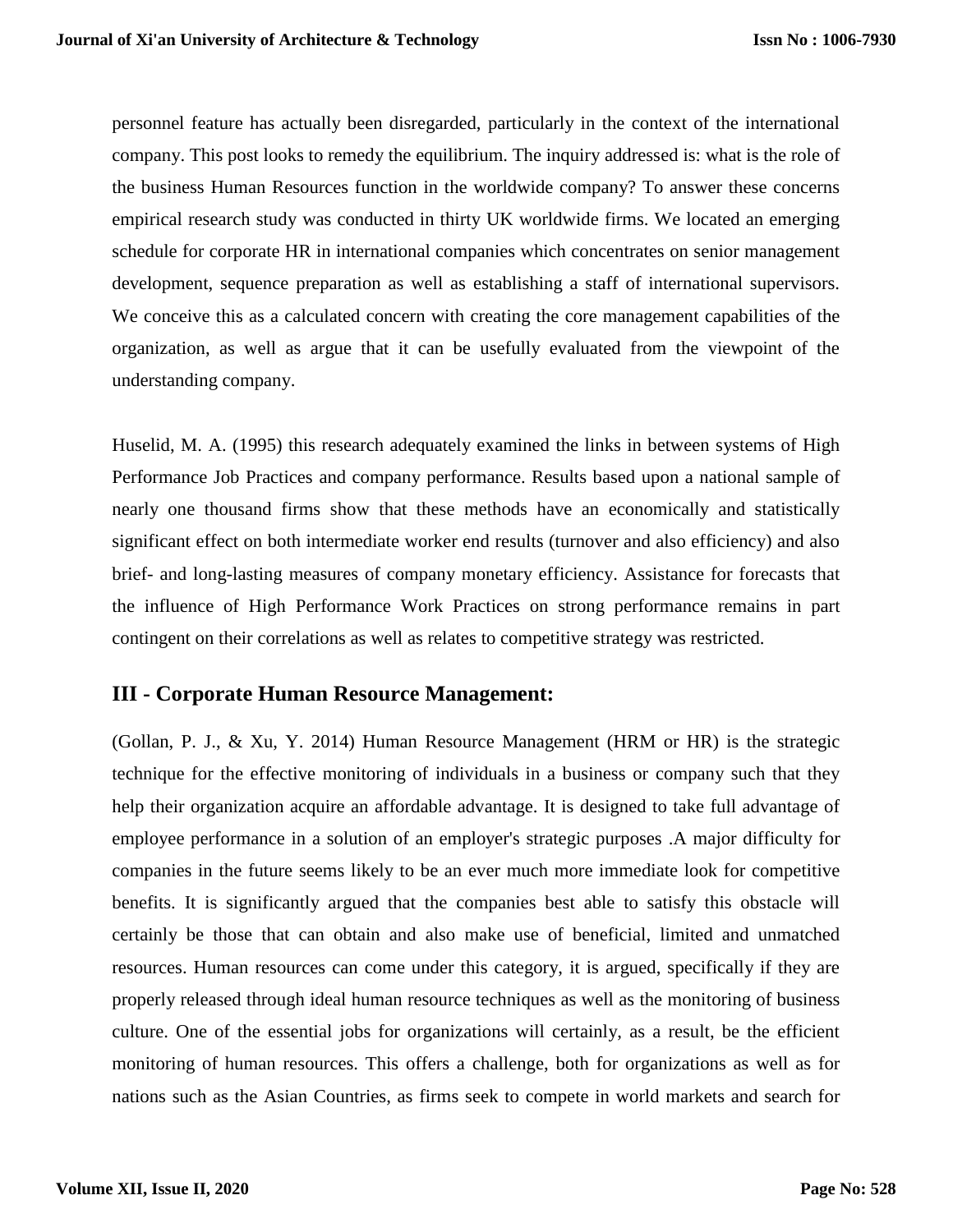personnel feature has actually been disregarded, particularly in the context of the international company. This post looks to remedy the equilibrium. The inquiry addressed is: what is the role of the business Human Resources function in the worldwide company? To answer these concerns empirical research study was conducted in thirty UK worldwide firms. We located an emerging schedule for corporate HR in international companies which concentrates on senior management development, sequence preparation as well as establishing a staff of international supervisors. We conceive this as a calculated concern with creating the core management capabilities of the organization, as well as argue that it can be usefully evaluated from the viewpoint of the understanding company.

Huselid, M. A. (1995) this research adequately examined the links in between systems of High Performance Job Practices and company performance. Results based upon a national sample of nearly one thousand firms show that these methods have an economically and statistically significant effect on both intermediate worker end results (turnover and also efficiency) and also brief- and long-lasting measures of company monetary efficiency. Assistance for forecasts that the influence of High Performance Work Practices on strong performance remains in part contingent on their correlations as well as relates to competitive strategy was restricted.

## III - Corporate Human Resource Management:

(Gollan, P. J., & Xu, Y. 2014) Human Resource Management (HRM or HR) is the strategic technique for the effective monitoring of individuals in a business or company such that they help their organization acquire an affordable advantage. It is designed to take full advantage of employee performance in a solution of an employer's strategic purposes .A major difficulty for companies in the future seems likely to be an ever much more immediate look for competitive benefits. It is significantly argued that the companies best able to satisfy this obstacle will certainly be those that can obtain and also make use of beneficial, limited and unmatched resources. Human resources can come under this category, it is argued, specifically if they are properly released through ideal human resource techniques as well as the monitoring of business culture. One of the essential jobs for organizations will certainly, as a result, be the efficient monitoring of human resources. This offers a challenge, both for organizations as well as for nations such as the Asian Countries, as firms seek to compete in world markets and search for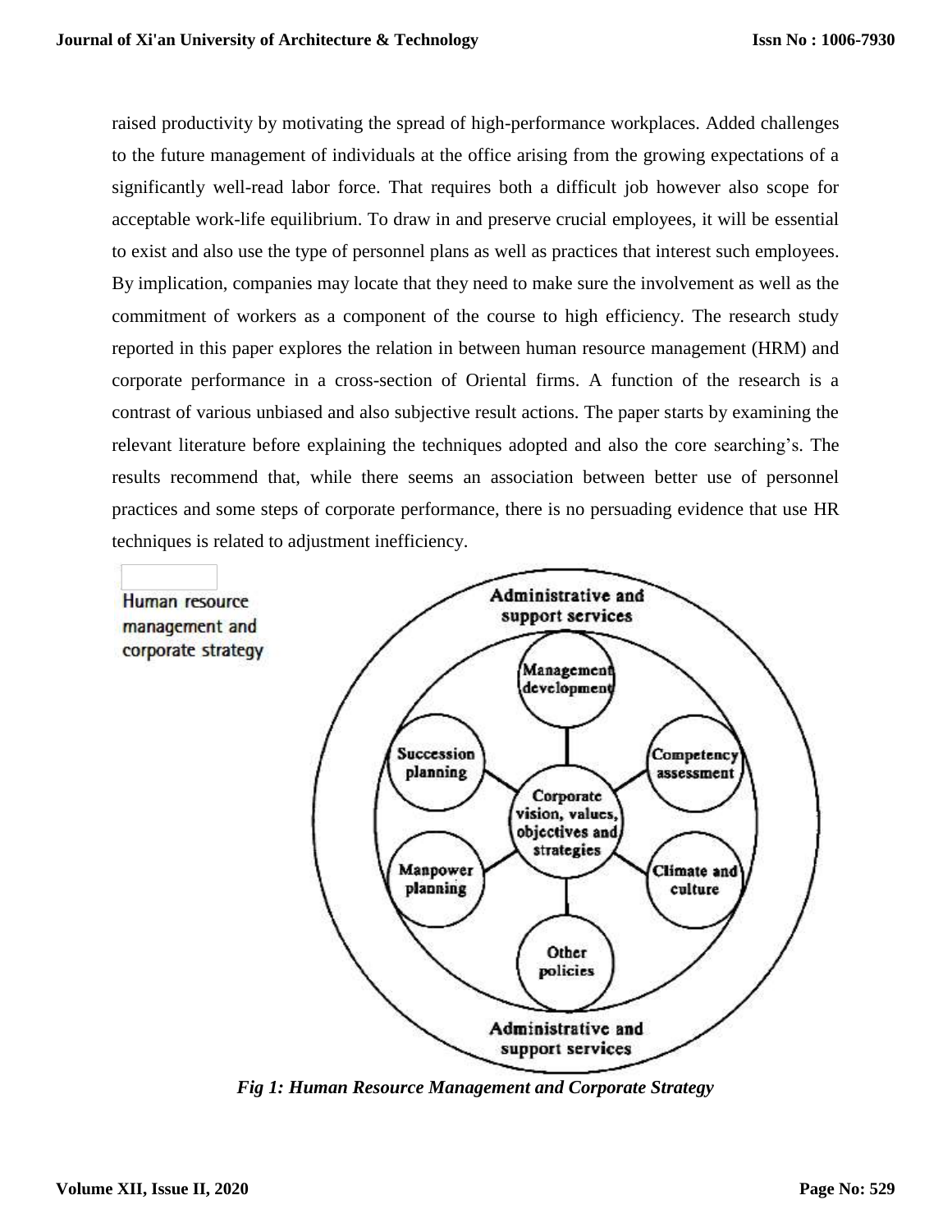raised productivity by motivating the spread of high-performance workplaces. Added challenges to the future management of individuals at the office arising from the growing expectations of a significantly well-read labor force. That requires both a difficult job however also scope for acceptable work-life equilibrium. To draw in and preserve crucial employees, it will be essential to exist and also use the type of personnel plans as well as practices that interest such employees. By implication, companies may locate that they need to make sure the involvement as well as the commitment of workers as a component of the course to high efficiency. The research study reported in this paper explores the relation in between human resource management (HRM) and corporate performance in a cross-section of Oriental firms. A function of the research is a contrast of various unbiased and also subjective result actions. The paper starts by examining the relevant literature before explaining the techniques adopted and also the core searching's. The results recommend that, while there seems an association between better use of personnel practices and some steps of corporate performance, there is no persuading evidence that use HR techniques is related to adjustment inefficiency.

Human resource management and corporate strategy

Administrative and support services

Management development

Succession planning

Competency assessment

Corporate vision, values, objectives and strategies

Manpower planning

Climate and culture

Other policies

Administrative and support services

*Fig 1: Human Resource Management and Corporate Strategy*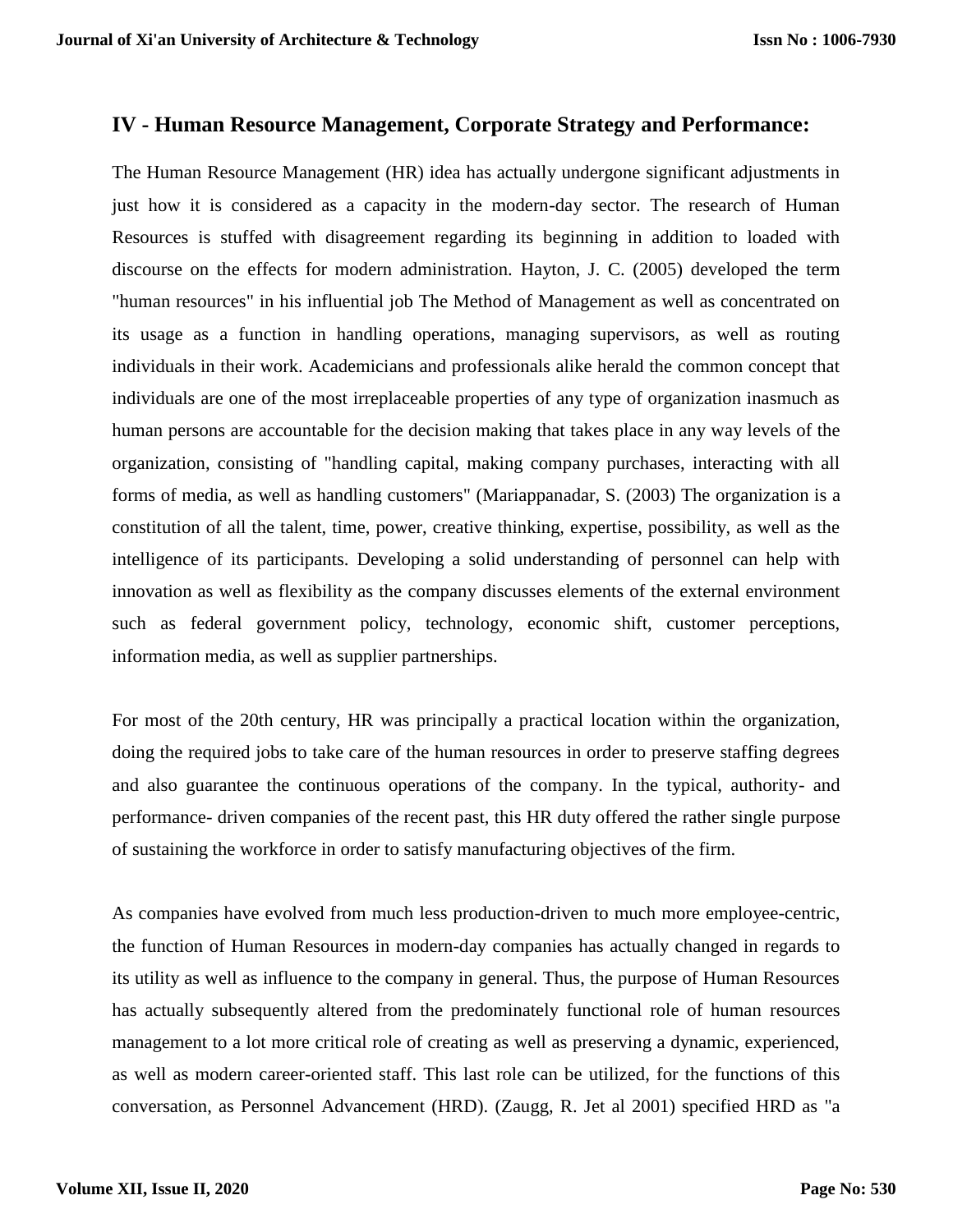## IV - Human Resource Management, Corporate Strategy and Performance:

The Human Resource Management (HR) idea has actually undergone significant adjustments in just how it is considered as a capacity in the modern-day sector. The research of Human Resources is stuffed with disagreement regarding its beginning in addition to loaded with discourse on the effects for modern administration. Hayton, J. C. (2005) developed the term "human resources" in his influential job The Method of Management as well as concentrated on its usage as a function in handling operations, managing supervisors, as well as routing individuals in their work. Academicians and professionals alike herald the common concept that individuals are one of the most irreplaceable properties of any type of organization inasmuch as human persons are accountable for the decision making that takes place in any way levels of the organization, consisting of "handling capital, making company purchases, interacting with all forms of media, as well as handling customers" (Mariappanadar, S. (2003) The organization is a constitution of all the talent, time, power, creative thinking, expertise, possibility, as well as the intelligence of its participants. Developing a solid understanding of personnel can help with innovation as well as flexibility as the company discusses elements of the external environment such as federal government policy, technology, economic shift, customer perceptions, information media, as well as supplier partnerships.

For most of the 20th century, HR was principally a practical location within the organization, doing the required jobs to take care of the human resources in order to preserve staffing degrees and also guarantee the continuous operations of the company. In the typical, authority- and performance- driven companies of the recent past, this HR duty offered the rather single purpose of sustaining the workforce in order to satisfy manufacturing objectives of the firm.

As companies have evolved from much less production-driven to much more employee-centric, the function of Human Resources in modern-day companies has actually changed in regards to its utility as well as influence to the company in general. Thus, the purpose of Human Resources has actually subsequently altered from the predominately functional role of human resources management to a lot more critical role of creating as well as preserving a dynamic, experienced, as well as modern career-oriented staff. This last role can be utilized, for the functions of this conversation, as Personnel Advancement (HRD). (Zaugg, R. Jet al 2001) specified HRD as "a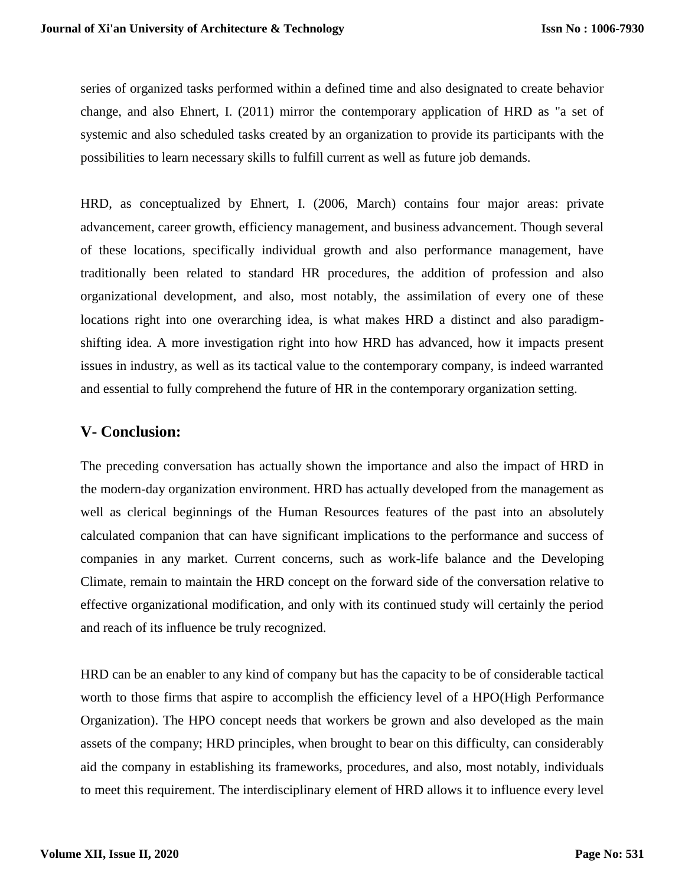series of organized tasks performed within a defined time and also designated to create behavior change, and also Ehnert, I. (2011) mirror the contemporary application of HRD as "a set of systemic and also scheduled tasks created by an organization to provide its participants with the possibilities to learn necessary skills to fulfill current as well as future job demands.

HRD, as conceptualized by Ehnert, I. (2006, March) contains four major areas: private advancement, career growth, efficiency management, and business advancement. Though several of these locations, specifically individual growth and also performance management, have traditionally been related to standard HR procedures, the addition of profession and also organizational development, and also, most notably, the assimilation of every one of these locations right into one overarching idea, is what makes HRD a distinct and also paradigm-shifting idea. A more investigation right into how HRD has advanced, how it impacts present issues in industry, as well as its tactical value to the contemporary company, is indeed warranted and essential to fully comprehend the future of HR in the contemporary organization setting.

## V- Conclusion:

The preceding conversation has actually shown the importance and also the impact of HRD in the modern-day organization environment. HRD has actually developed from the management as well as clerical beginnings of the Human Resources features of the past into an absolutely calculated companion that can have significant implications to the performance and success of companies in any market. Current concerns, such as work-life balance and the Developing Climate, remain to maintain the HRD concept on the forward side of the conversation relative to effective organizational modification, and only with its continued study will certainly the period and reach of its influence be truly recognized.

HRD can be an enabler to any kind of company but has the capacity to be of considerable tactical worth to those firms that aspire to accomplish the efficiency level of a HPO(High Performance Organization). The HPO concept needs that workers be grown and also developed as the main assets of the company; HRD principles, when brought to bear on this difficulty, can considerably aid the company in establishing its frameworks, procedures, and also, most notably, individuals to meet this requirement. The interdisciplinary element of HRD allows it to influence every level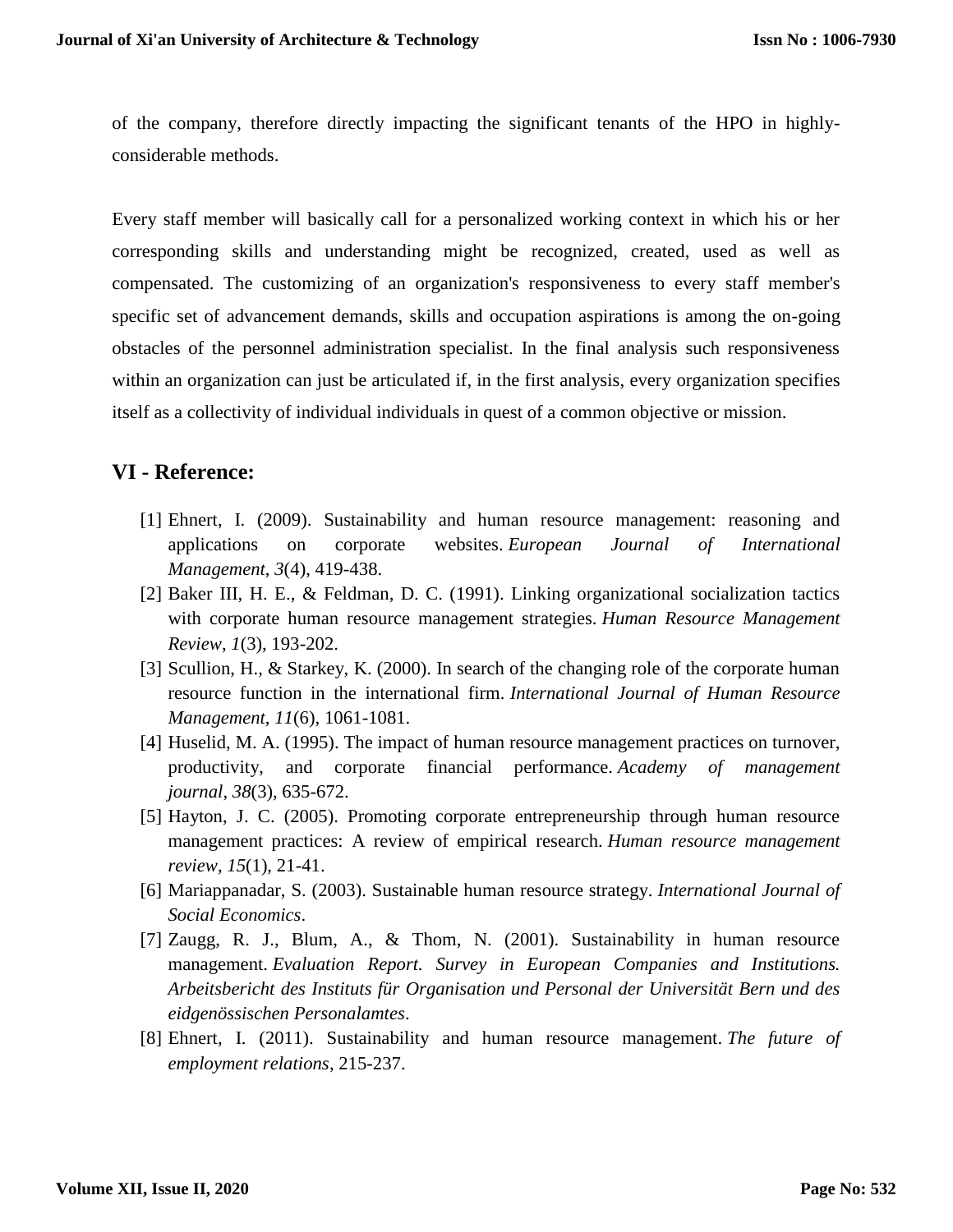of the company, therefore directly impacting the significant tenants of the HPO in highly-considerable methods.

Every staff member will basically call for a personalized working context in which his or her corresponding skills and understanding might be recognized, created, used as well as compensated. The customizing of an organization's responsiveness to every staff member's specific set of advancement demands, skills and occupation aspirations is among the on-going obstacles of the personnel administration specialist. In the final analysis such responsiveness within an organization can just be articulated if, in the first analysis, every organization specifies itself as a collectivity of individual individuals in quest of a common objective or mission.

## VI - Reference:

[1] Ehnert, I. (2009). Sustainability and human resource management: reasoning and applications on corporate websites. *European Journal of International Management*, *3*(4), 419-438.

[2] Baker III, H. E., & Feldman, D. C. (1991). Linking organizational socialization tactics with corporate human resource management strategies. *Human Resource Management Review*, *1*(3), 193-202.

[3] Scullion, H., & Starkey, K. (2000). In search of the changing role of the corporate human resource function in the international firm. *International Journal of Human Resource Management*, *11*(6), 1061-1081.

[4] Huselid, M. A. (1995). The impact of human resource management practices on turnover, productivity, and corporate financial performance. *Academy of management journal*, *38*(3), 635-672.

[5] Hayton, J. C. (2005). Promoting corporate entrepreneurship through human resource management practices: A review of empirical research. *Human resource management review*, *15*(1), 21-41.

[6] Mariappanadar, S. (2003). Sustainable human resource strategy. *International Journal of Social Economics*.

[7] Zaugg, R. J., Blum, A., & Thom, N. (2001). Sustainability in human resource management. *Evaluation Report. Survey in European Companies and Institutions. Arbeitsbericht des Instituts für Organisation und Personal der Universität Bern und des eidgenössischen Personalamtes*.

[8] Ehnert, I. (2011). Sustainability and human resource management. *The future of employment relations*, 215-237.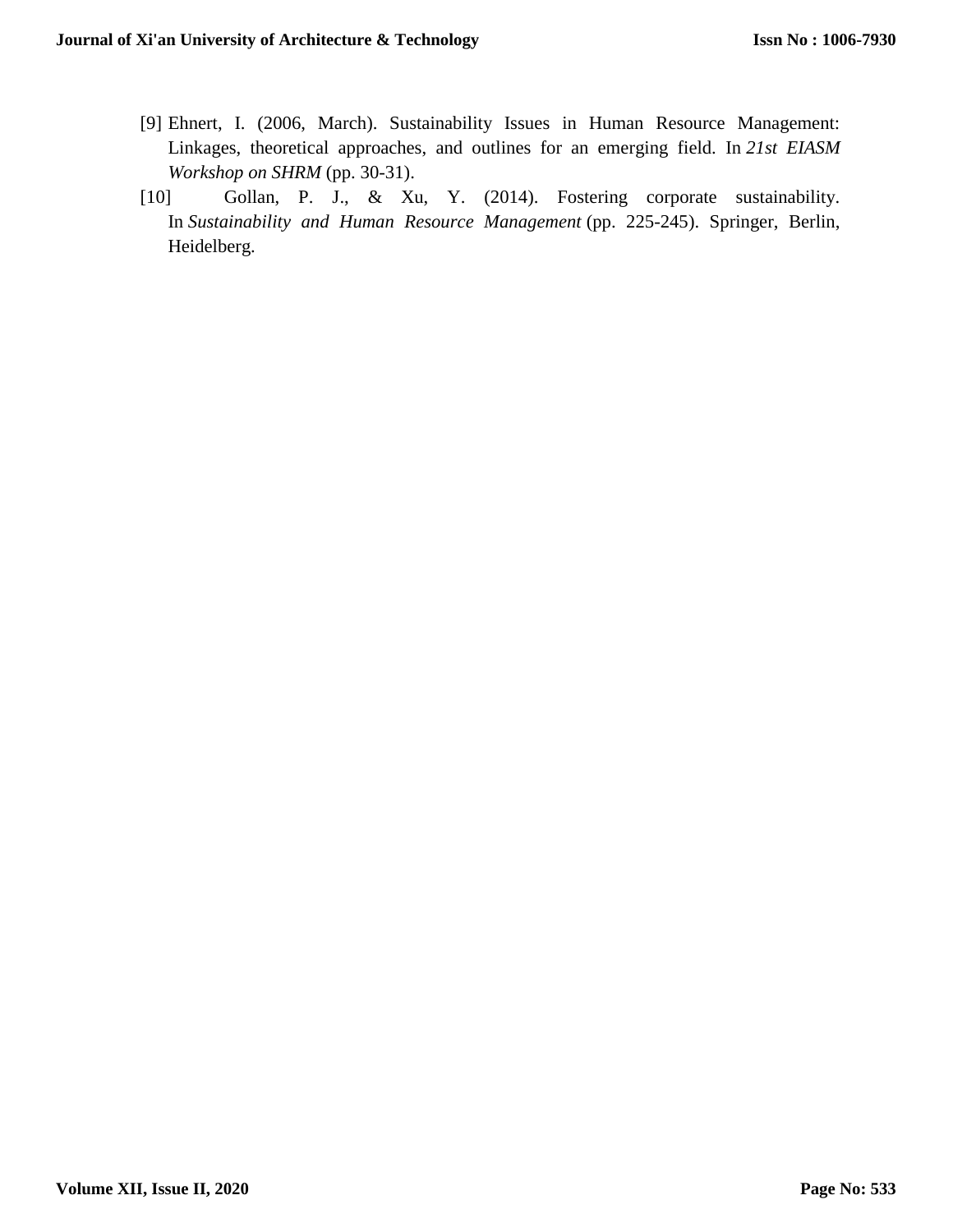[9] Ehnert, I. (2006, March). Sustainability Issues in Human Resource Management: Linkages, theoretical approaches, and outlines for an emerging field. In *21st EIASM Workshop on SHRM* (pp. 30-31).

[10] Gollan, P. J., & Xu, Y. (2014). Fostering corporate sustainability. In *Sustainability and Human Resource Management* (pp. 225-245). Springer, Berlin, Heidelberg.